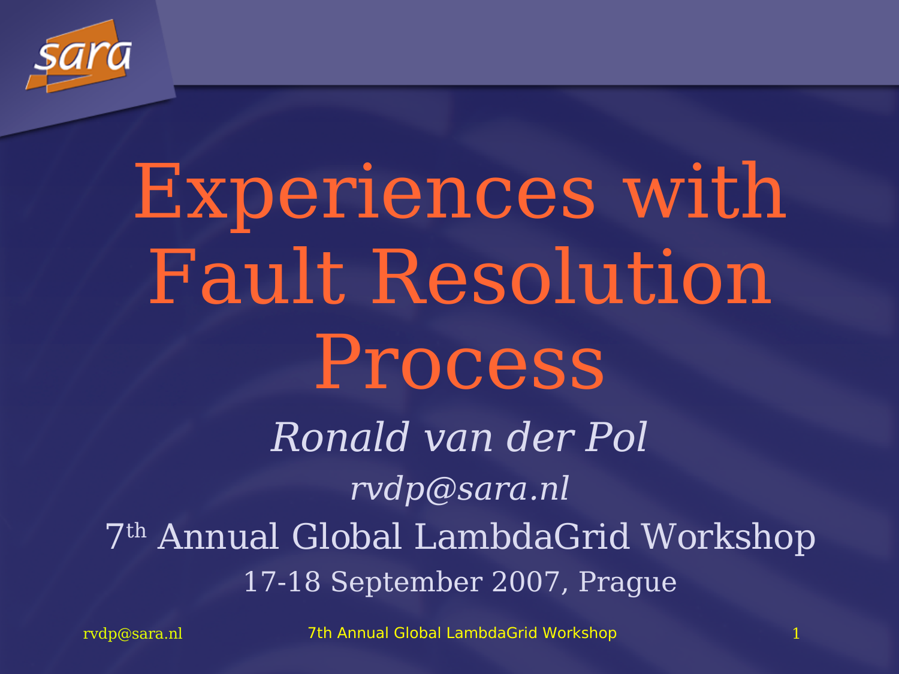# Experiences with Fault Resolution Process

*Ronald van der Pol*

*rvdp@sara.nl*

7th Annual Global LambdaGrid Workshop

17-18 September 2007, Prague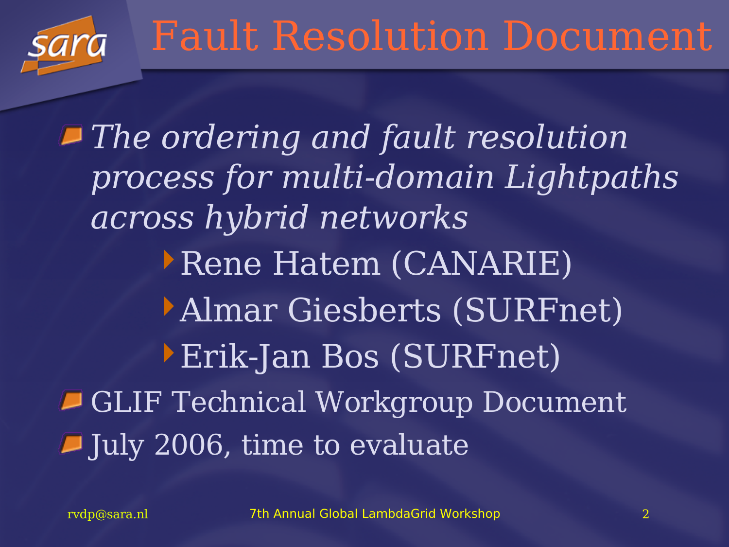# Fault Resolution Document

- *The ordering and fault resolution process for multi-domain Lightpaths across hybrid networks*
  - Rene Hatem (CANARIE)
  - Almar Giesberts (SURFnet)
  - Erik-Jan Bos (SURFnet)
- GLIF Technical Workgroup Document
- July 2006, time to evaluate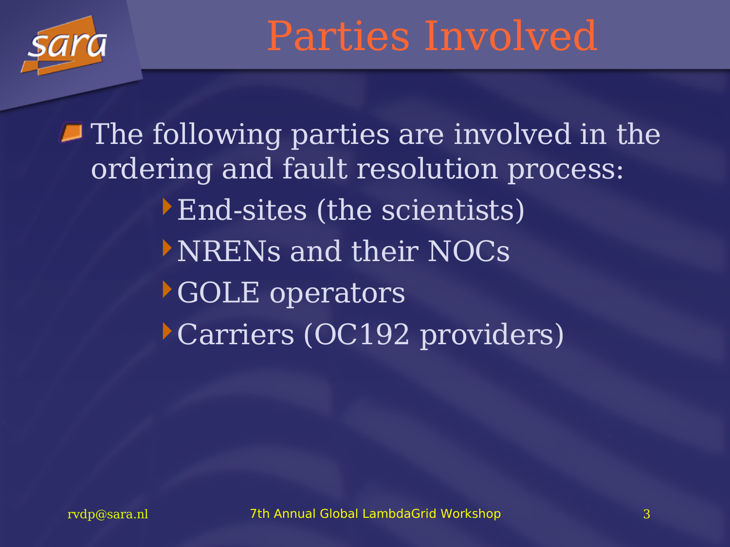# Parties Involved

- The following parties are involved in the ordering and fault resolution process:
  - End-sites (the scientists)
  - NRENs and their NOCs
  - GOLE operators
  - Carriers (OC192 providers)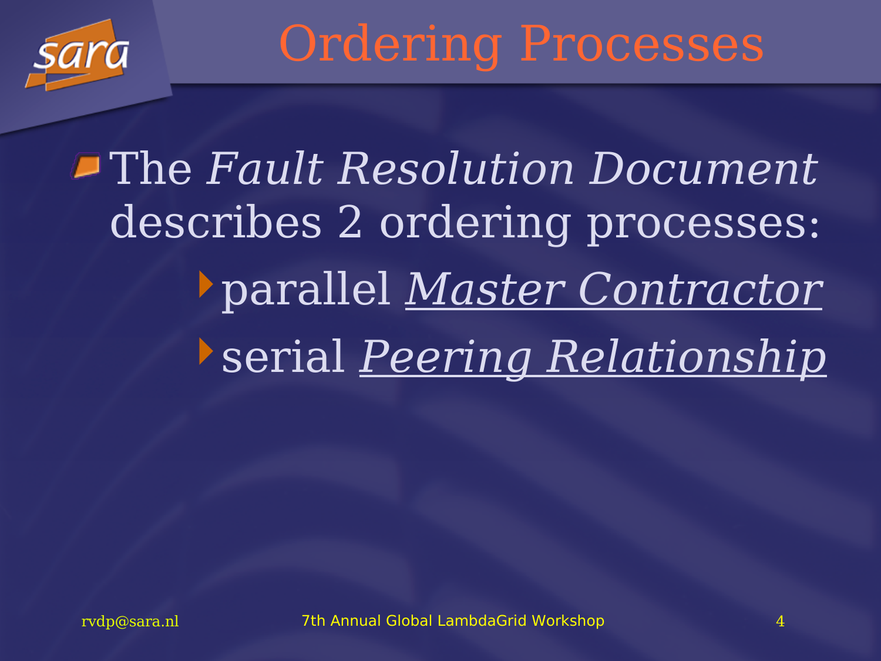# Ordering Processes

- The *Fault Resolution Document* describes 2 ordering processes:
  - parallel <u>*Master Contractor*</u>
  - serial <u>*Peering Relationship*</u>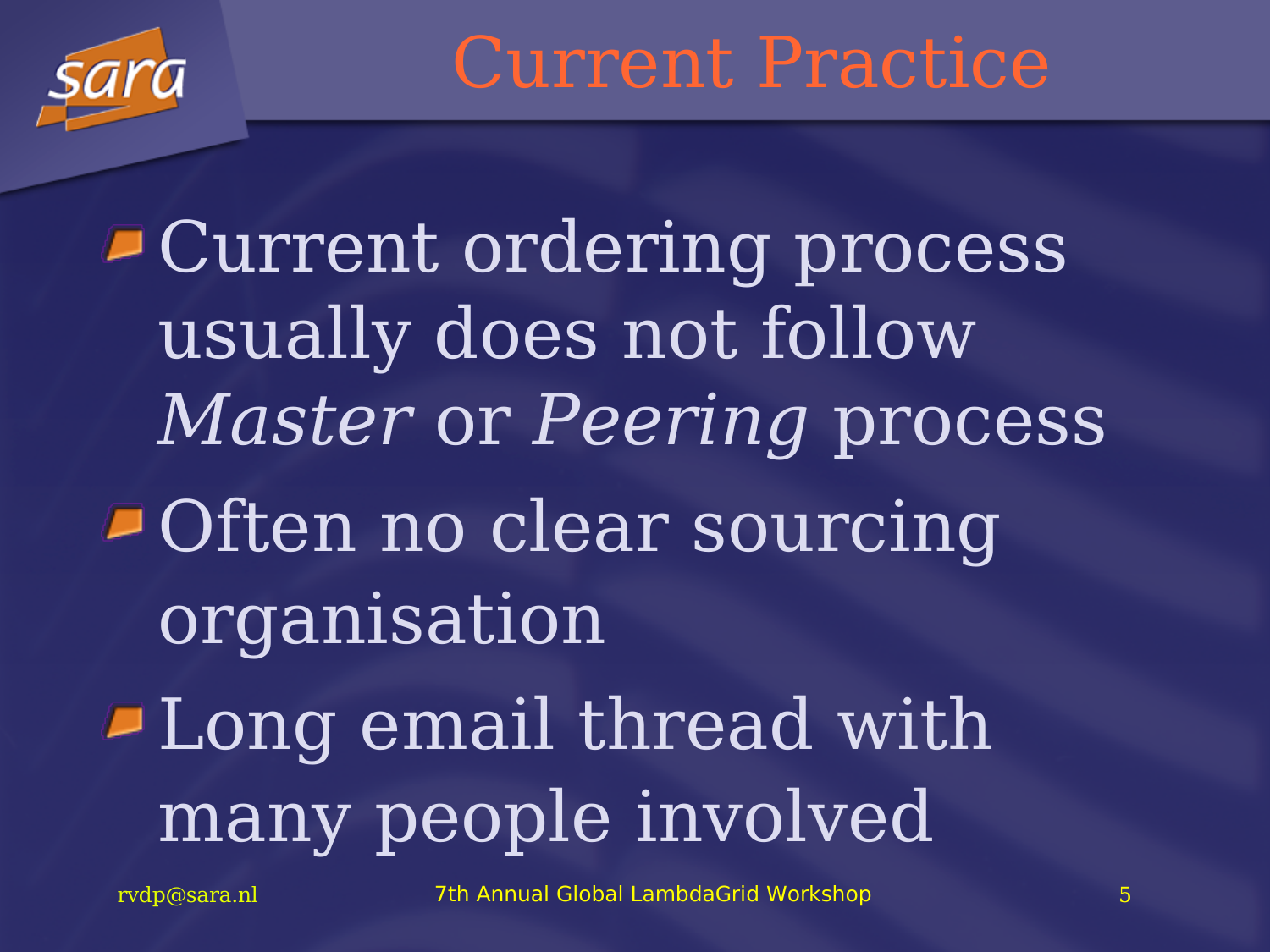# Current Practice

- Current ordering process usually does not follow *Master* or *Peering* process
- Often no clear sourcing organisation
- Long email thread with many people involved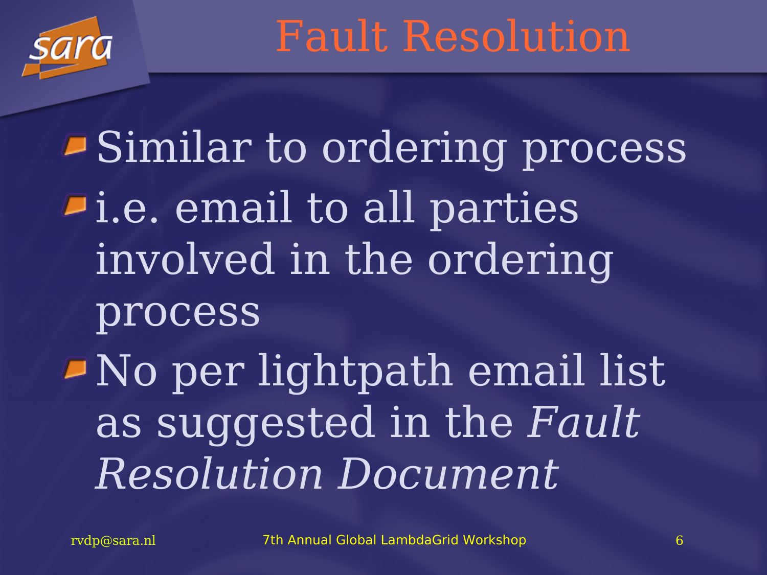# Fault Resolution

- Similar to ordering process
- i.e. email to all parties involved in the ordering process
- No per lightpath email list as suggested in the *Fault Resolution Document*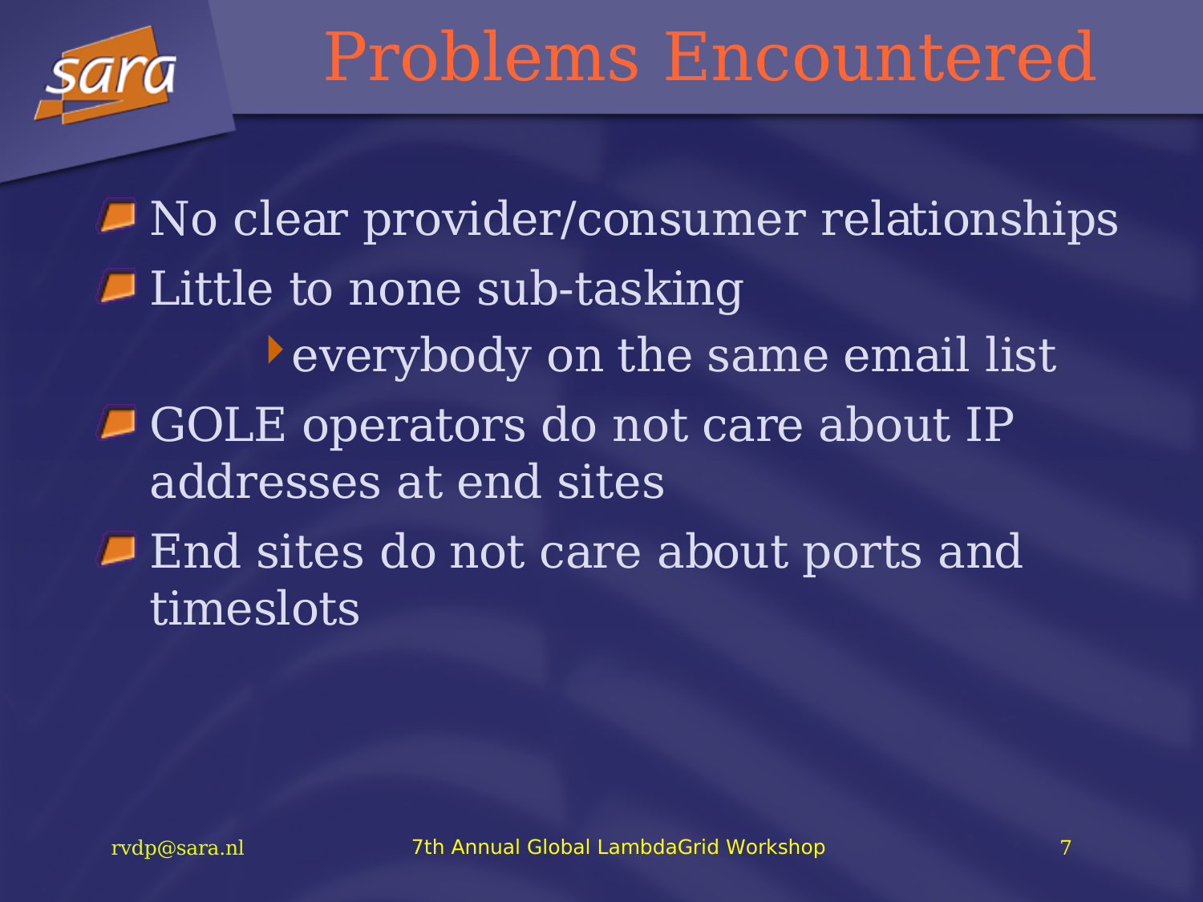# Problems Encountered

- No clear provider/consumer relationships
- Little to none sub-tasking
  - everybody on the same email list
- GOLE operators do not care about IP addresses at end sites
- End sites do not care about ports and timeslots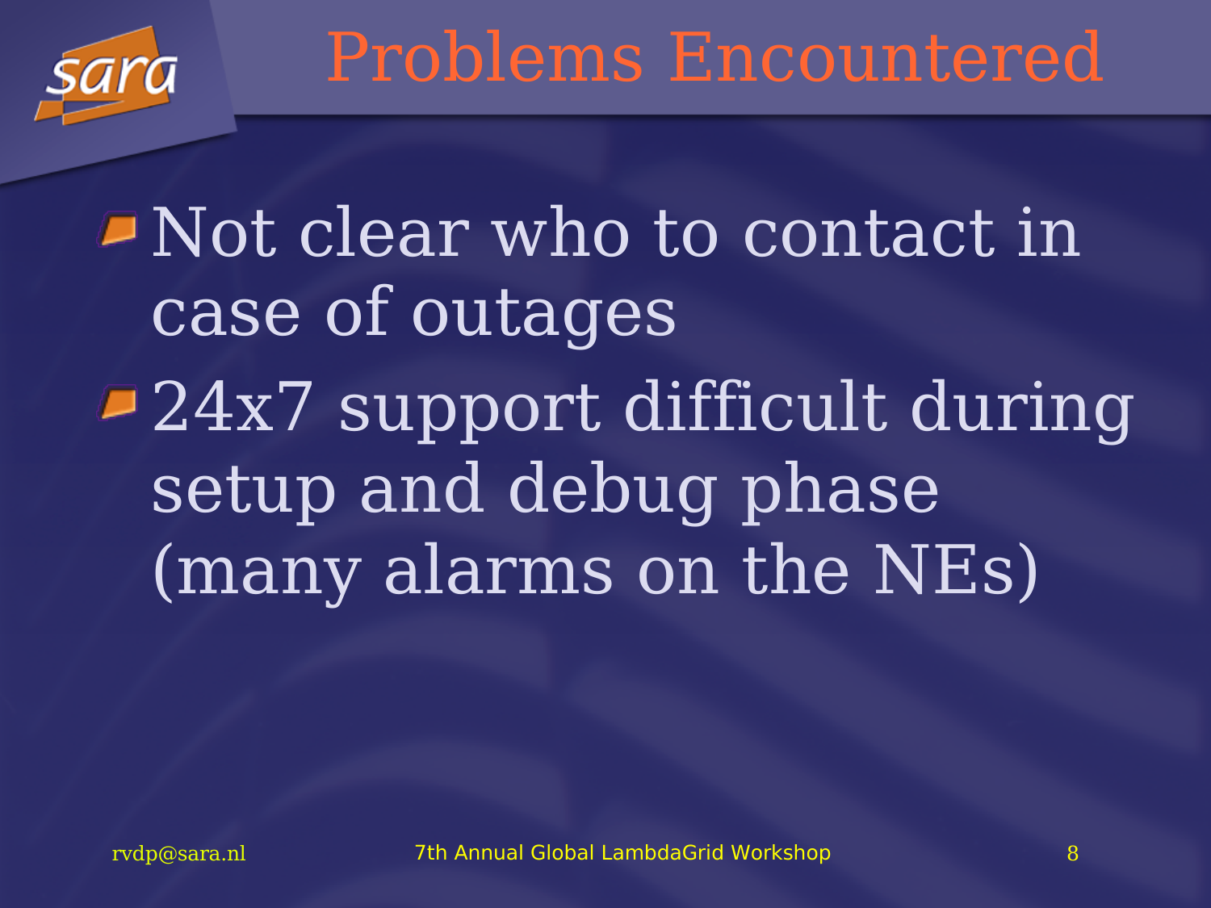# Problems Encountered

- Not clear who to contact in case of outages
- 24x7 support difficult during setup and debug phase (many alarms on the NEs)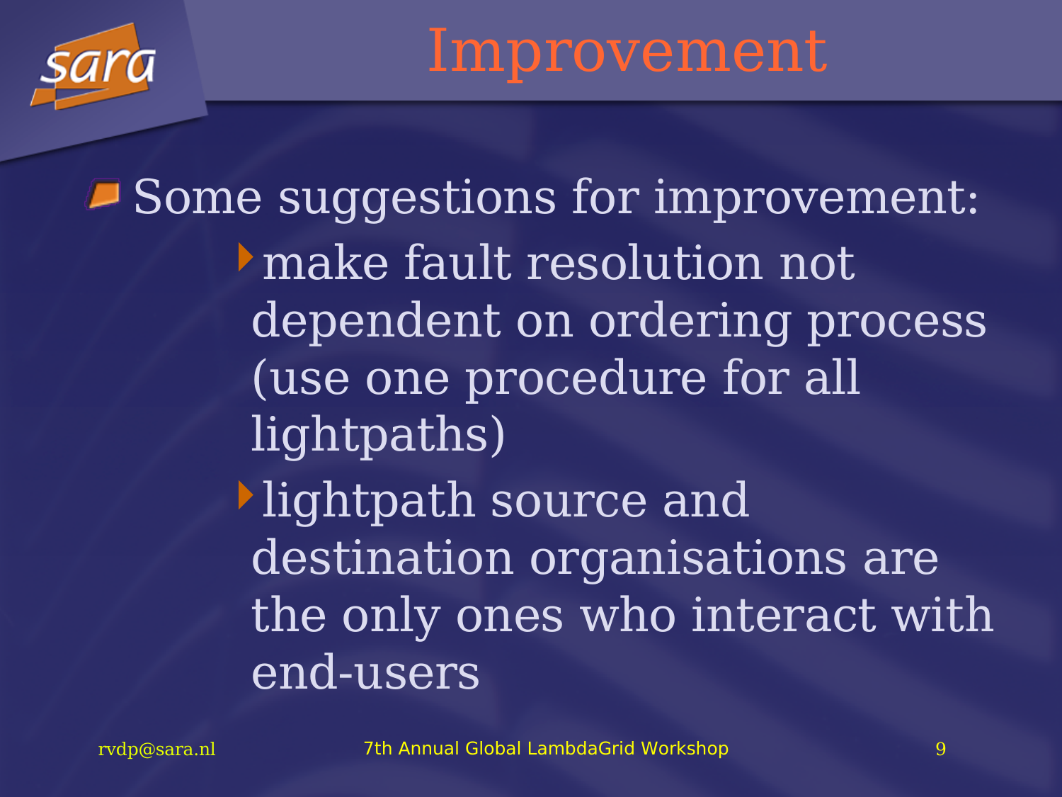# Improvement

- Some suggestions for improvement:
  - make fault resolution not dependent on ordering process (use one procedure for all lightpaths)
  - lightpath source and destination organisations are the only ones who interact with end-users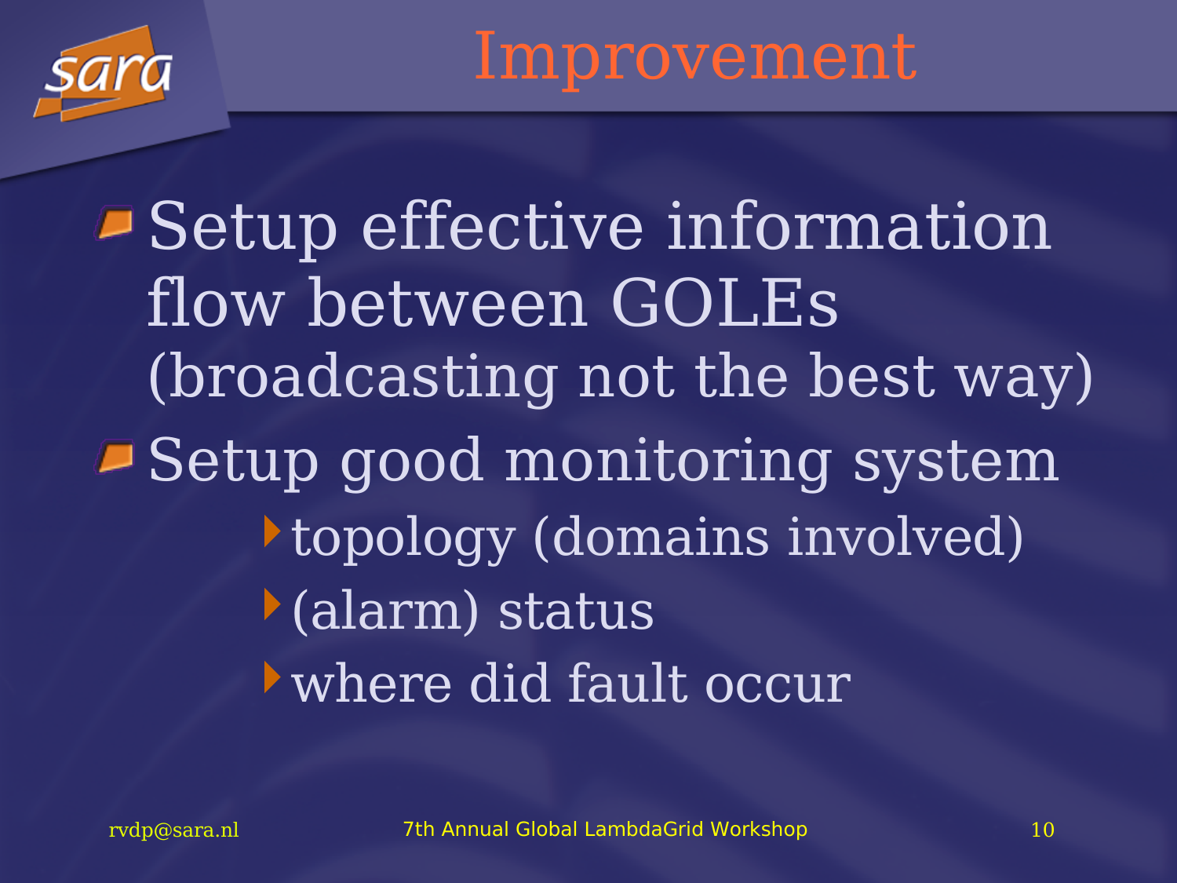# Improvement

- Setup effective information flow between GOLEs (broadcasting not the best way)
- Setup good monitoring system
  - topology (domains involved)
  - (alarm) status
  - where did fault occur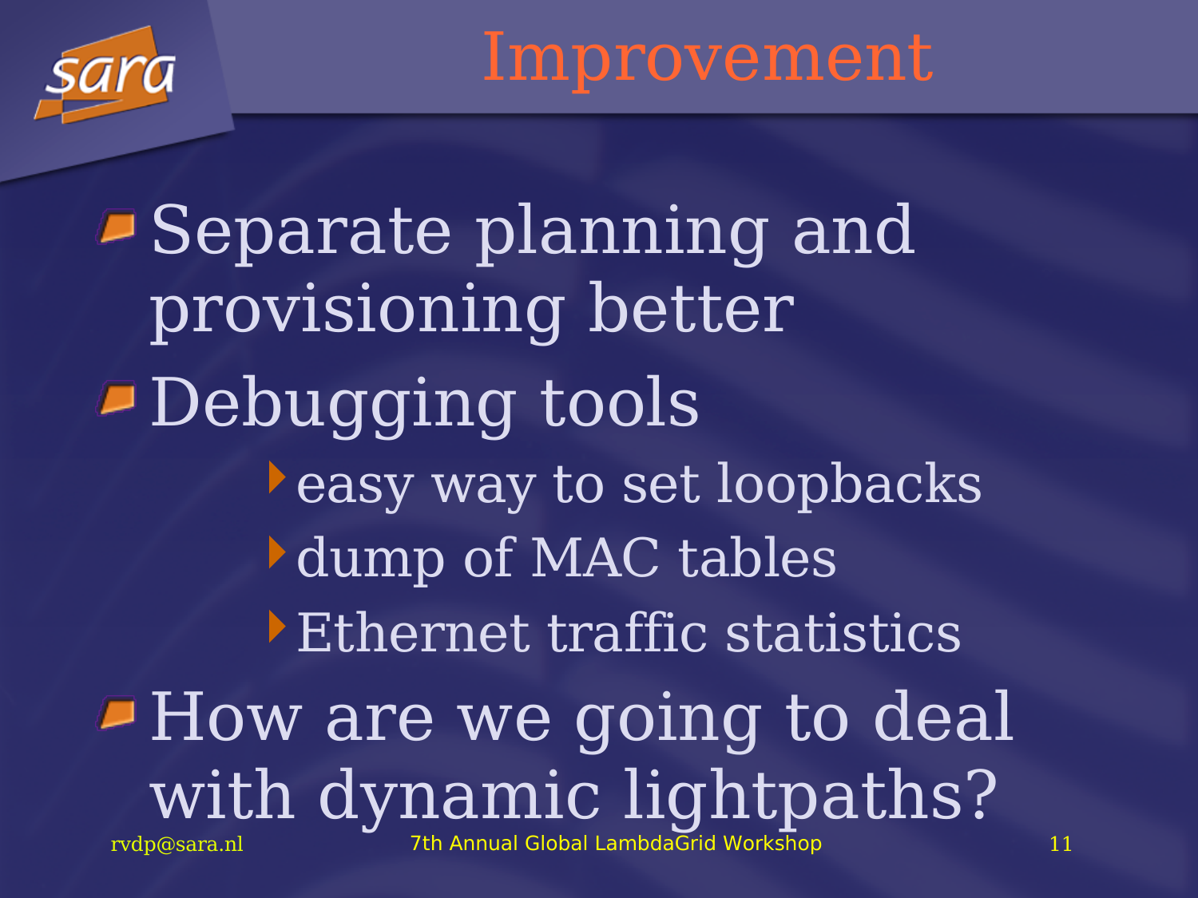# Improvement

- Separate planning and provisioning better
- Debugging tools
  - easy way to set loopbacks
  - dump of MAC tables
  - Ethernet traffic statistics
- How are we going to deal with dynamic lightpaths?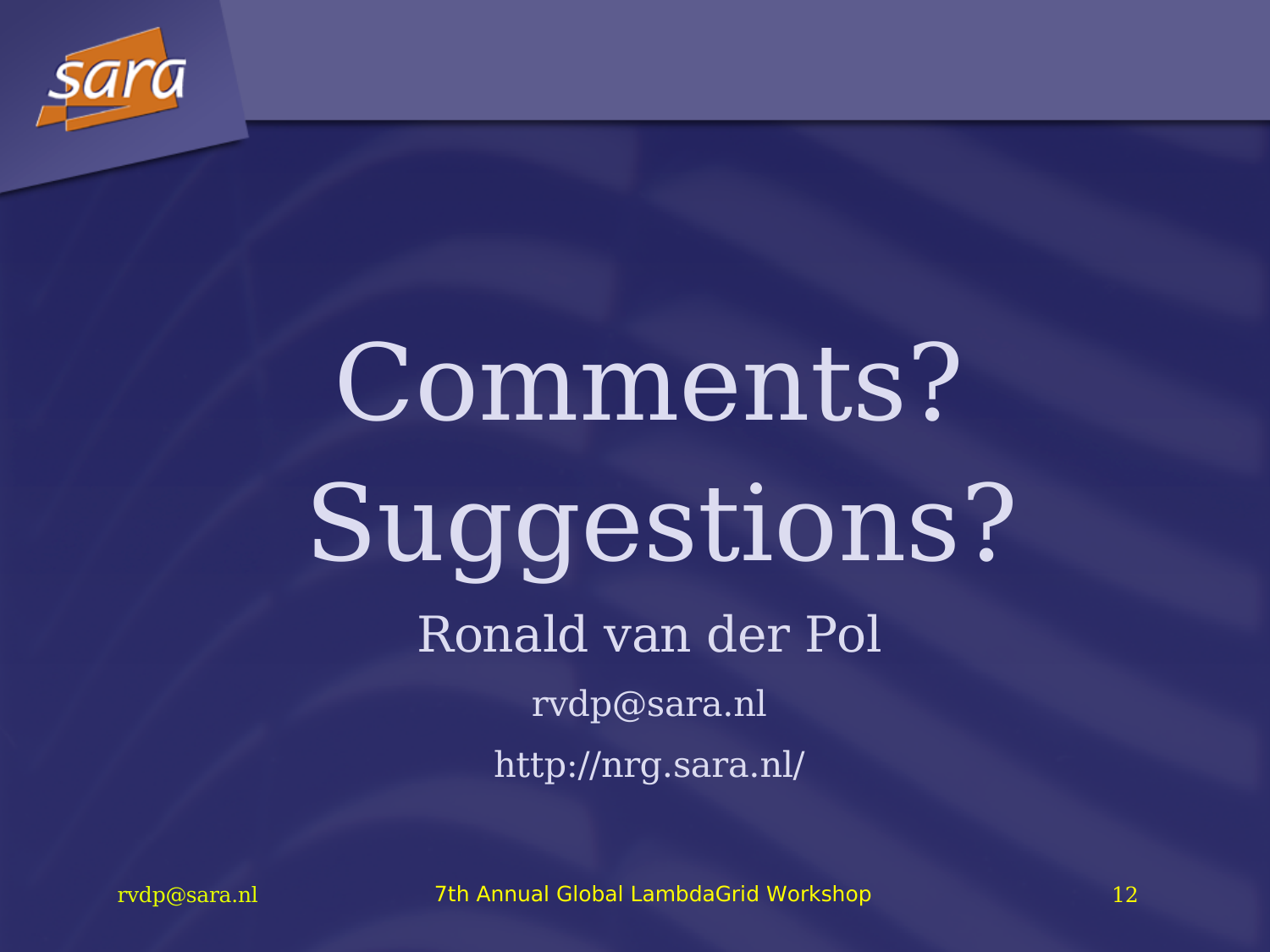# Comments?

# Suggestions?

Ronald van der Pol

rvdp@sara.nl

http://nrg.sara.nl/